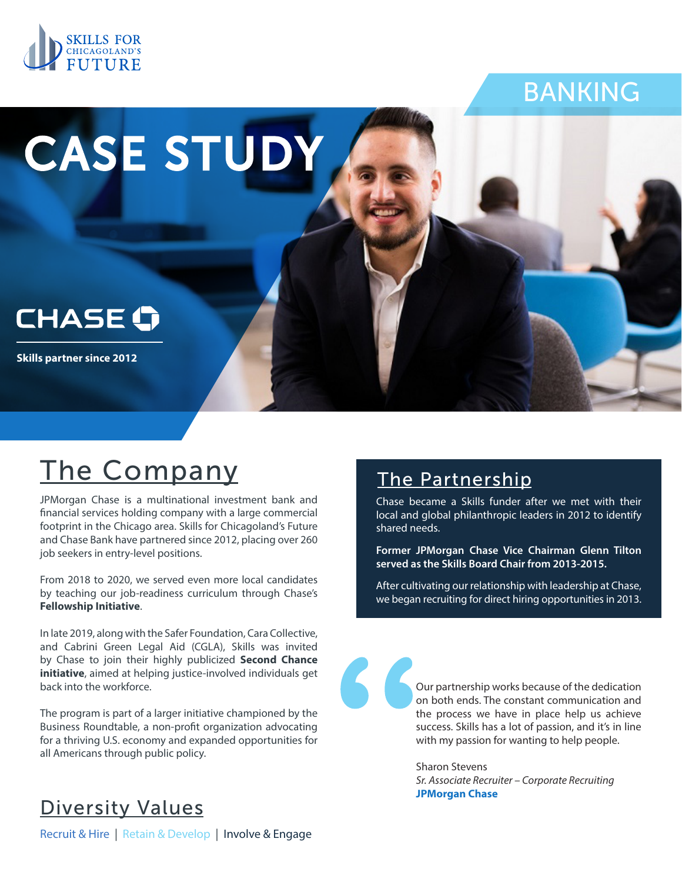SKILLS FOR CHICAGOLAND'S FUTURE

BANKING

# CASE STUDY

CHASE

**Skills partner since 2012**

## The Company

JPMorgan Chase is a multinational investment bank and financial services holding company with a large commercial footprint in the Chicago area. Skills for Chicagoland's Future and Chase Bank have partnered since 2012, placing over 260 job seekers in entry-level positions.

From 2018 to 2020, we served even more local candidates by teaching our job-readiness curriculum through Chase's **Fellowship Initiative**.

In late 2019, along with the Safer Foundation, Cara Collective, and Cabrini Green Legal Aid (CGLA), Skills was invited by Chase to join their highly publicized **Second Chance initiative**, aimed at helping justice-involved individuals get back into the workforce.

The program is part of a larger initiative championed by the Business Roundtable, a non-profit organization advocating for a thriving U.S. economy and expanded opportunities for all Americans through public policy.

## The Partnership

Chase became a Skills funder after we met with their local and global philanthropic leaders in 2012 to identify shared needs.

**Former JPMorgan Chase Vice Chairman Glenn Tilton served as the Skills Board Chair from 2013-2015.**

After cultivating our relationship with leadership at Chase, we began recruiting for direct hiring opportunities in 2013.

> Our partnership works because of the dedication on both ends. The constant communication and the process we have in place help us achieve success. Skills has a lot of passion, and it's in line with my passion for wanting to help people.
>
> Sharon Stevens
> *Sr. Associate Recruiter – Corporate Recruiting*
> **JPMorgan Chase**

## Diversity Values

Recruit & Hire | Retain & Develop | Involve & Engage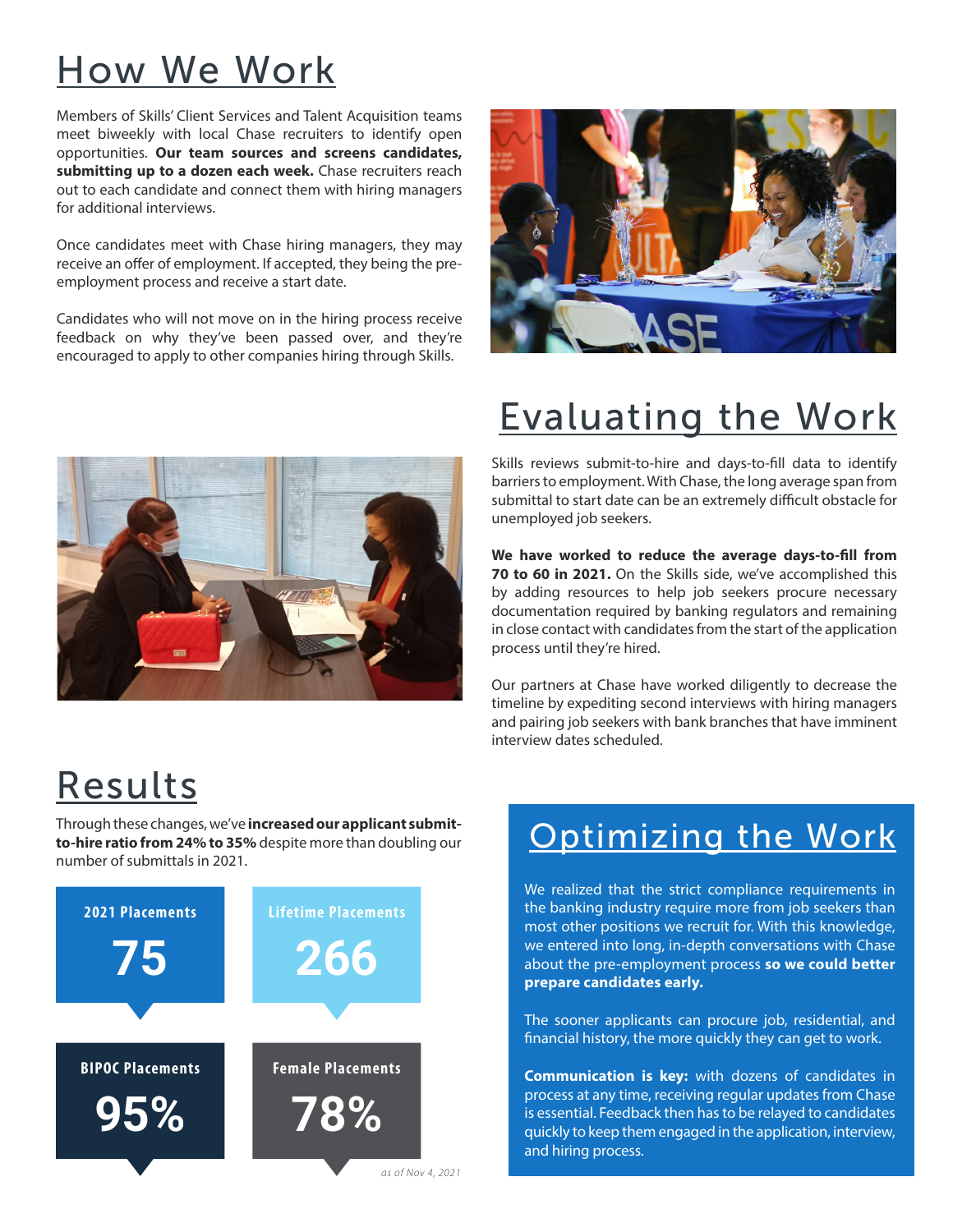# How We Work

Members of Skills' Client Services and Talent Acquisition teams meet biweekly with local Chase recruiters to identify open opportunities. **Our team sources and screens candidates, submitting up to a dozen each week.** Chase recruiters reach out to each candidate and connect them with hiring managers for additional interviews.

Once candidates meet with Chase hiring managers, they may receive an offer of employment. If accepted, they being the pre-employment process and receive a start date.

Candidates who will not move on in the hiring process receive feedback on why they've been passed over, and they're encouraged to apply to other companies hiring through Skills.

# Evaluating the Work

Skills reviews submit-to-hire and days-to-fill data to identify barriers to employment. With Chase, the long average span from submittal to start date can be an extremely difficult obstacle for unemployed job seekers.

**We have worked to reduce the average days-to-fill from 70 to 60 in 2021.** On the Skills side, we've accomplished this by adding resources to help job seekers procure necessary documentation required by banking regulators and remaining in close contact with candidates from the start of the application process until they're hired.

Our partners at Chase have worked diligently to decrease the timeline by expediting second interviews with hiring managers and pairing job seekers with bank branches that have imminent interview dates scheduled.

# Results

Through these changes, we've **increased our applicant submit-to-hire ratio from 24% to 35%** despite more than doubling our number of submittals in 2021.

**2021 Placements**
**75**

**Lifetime Placements**
**266**

**BIPOC Placements**
**95%**

**Female Placements**
**78%**

*as of Nov 4, 2021*

# Optimizing the Work

We realized that the strict compliance requirements in the banking industry require more from job seekers than most other positions we recruit for. With this knowledge, we entered into long, in-depth conversations with Chase about the pre-employment process **so we could better prepare candidates early.**

The sooner applicants can procure job, residential, and financial history, the more quickly they can get to work.

**Communication is key:** with dozens of candidates in process at any time, receiving regular updates from Chase is essential. Feedback then has to be relayed to candidates quickly to keep them engaged in the application, interview, and hiring process.